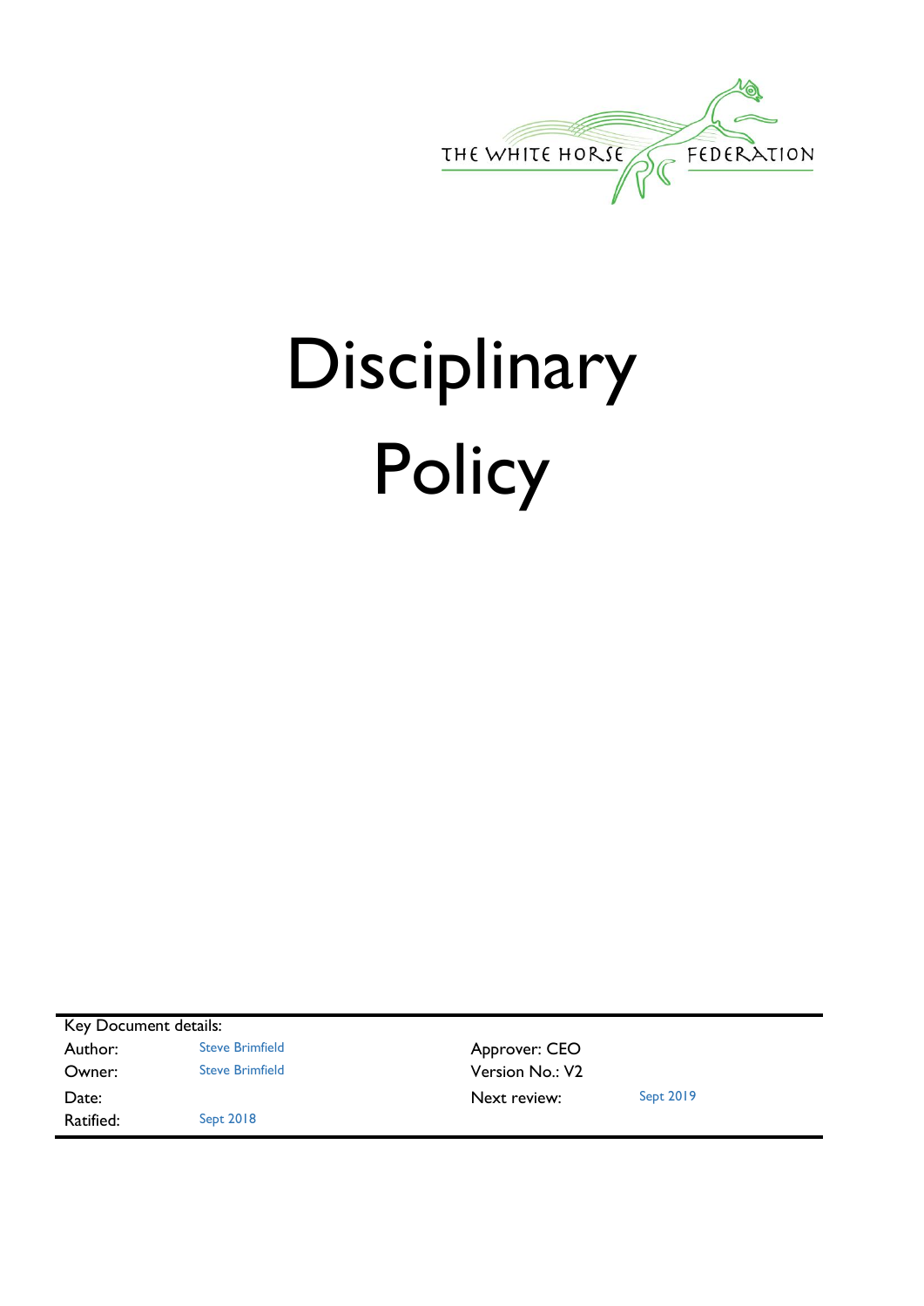THE WHITE HORSE FEDERATION

# Disciplinary Policy

| Key Document details: | | | |
|---|---|---|---|
| Author: | Steve Brimfield | Approver: CEO | |
| Owner: | Steve Brimfield | Version No.: V2 | |
| Date: | | Next review: | Sept 2019 |
| Ratified: | Sept 2018 | | |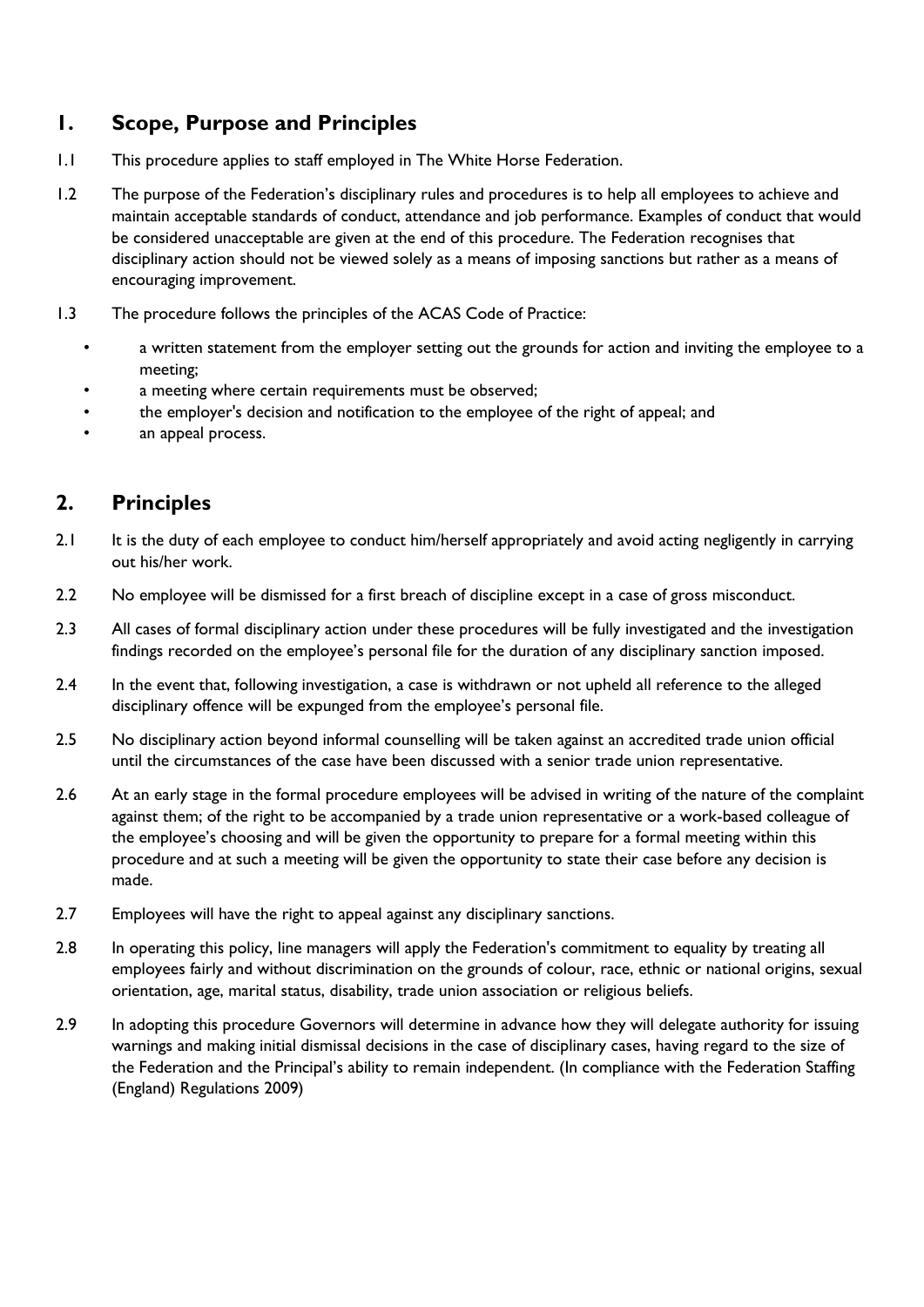## 1. Scope, Purpose and Principles

1.1 This procedure applies to staff employed in The White Horse Federation.

1.2 The purpose of the Federation's disciplinary rules and procedures is to help all employees to achieve and maintain acceptable standards of conduct, attendance and job performance. Examples of conduct that would be considered unacceptable are given at the end of this procedure. The Federation recognises that disciplinary action should not be viewed solely as a means of imposing sanctions but rather as a means of encouraging improvement.

1.3 The procedure follows the principles of the ACAS Code of Practice:

- a written statement from the employer setting out the grounds for action and inviting the employee to a meeting;
- a meeting where certain requirements must be observed;
- the employer's decision and notification to the employee of the right of appeal; and
- an appeal process.

## 2. Principles

2.1 It is the duty of each employee to conduct him/herself appropriately and avoid acting negligently in carrying out his/her work.

2.2 No employee will be dismissed for a first breach of discipline except in a case of gross misconduct.

2.3 All cases of formal disciplinary action under these procedures will be fully investigated and the investigation findings recorded on the employee's personal file for the duration of any disciplinary sanction imposed.

2.4 In the event that, following investigation, a case is withdrawn or not upheld all reference to the alleged disciplinary offence will be expunged from the employee's personal file.

2.5 No disciplinary action beyond informal counselling will be taken against an accredited trade union official until the circumstances of the case have been discussed with a senior trade union representative.

2.6 At an early stage in the formal procedure employees will be advised in writing of the nature of the complaint against them; of the right to be accompanied by a trade union representative or a work-based colleague of the employee's choosing and will be given the opportunity to prepare for a formal meeting within this procedure and at such a meeting will be given the opportunity to state their case before any decision is made.

2.7 Employees will have the right to appeal against any disciplinary sanctions.

2.8 In operating this policy, line managers will apply the Federation's commitment to equality by treating all employees fairly and without discrimination on the grounds of colour, race, ethnic or national origins, sexual orientation, age, marital status, disability, trade union association or religious beliefs.

2.9 In adopting this procedure Governors will determine in advance how they will delegate authority for issuing warnings and making initial dismissal decisions in the case of disciplinary cases, having regard to the size of the Federation and the Principal's ability to remain independent. (In compliance with the Federation Staffing (England) Regulations 2009)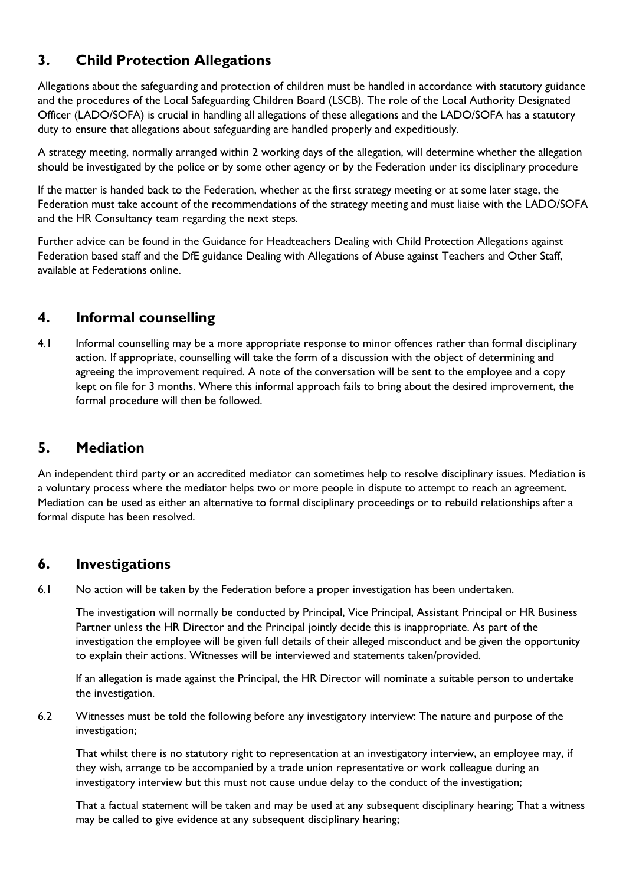## 3. Child Protection Allegations

Allegations about the safeguarding and protection of children must be handled in accordance with statutory guidance and the procedures of the Local Safeguarding Children Board (LSCB). The role of the Local Authority Designated Officer (LADO/SOFA) is crucial in handling all allegations of these allegations and the LADO/SOFA has a statutory duty to ensure that allegations about safeguarding are handled properly and expeditiously.

A strategy meeting, normally arranged within 2 working days of the allegation, will determine whether the allegation should be investigated by the police or by some other agency or by the Federation under its disciplinary procedure

If the matter is handed back to the Federation, whether at the first strategy meeting or at some later stage, the Federation must take account of the recommendations of the strategy meeting and must liaise with the LADO/SOFA and the HR Consultancy team regarding the next steps.

Further advice can be found in the Guidance for Headteachers Dealing with Child Protection Allegations against Federation based staff and the DfE guidance Dealing with Allegations of Abuse against Teachers and Other Staff, available at Federations online.

## 4. Informal counselling

4.1 Informal counselling may be a more appropriate response to minor offences rather than formal disciplinary action. If appropriate, counselling will take the form of a discussion with the object of determining and agreeing the improvement required. A note of the conversation will be sent to the employee and a copy kept on file for 3 months. Where this informal approach fails to bring about the desired improvement, the formal procedure will then be followed.

## 5. Mediation

An independent third party or an accredited mediator can sometimes help to resolve disciplinary issues. Mediation is a voluntary process where the mediator helps two or more people in dispute to attempt to reach an agreement. Mediation can be used as either an alternative to formal disciplinary proceedings or to rebuild relationships after a formal dispute has been resolved.

## 6. Investigations

6.1 No action will be taken by the Federation before a proper investigation has been undertaken.

The investigation will normally be conducted by Principal, Vice Principal, Assistant Principal or HR Business Partner unless the HR Director and the Principal jointly decide this is inappropriate. As part of the investigation the employee will be given full details of their alleged misconduct and be given the opportunity to explain their actions. Witnesses will be interviewed and statements taken/provided.

If an allegation is made against the Principal, the HR Director will nominate a suitable person to undertake the investigation.

6.2 Witnesses must be told the following before any investigatory interview: The nature and purpose of the investigation;

That whilst there is no statutory right to representation at an investigatory interview, an employee may, if they wish, arrange to be accompanied by a trade union representative or work colleague during an investigatory interview but this must not cause undue delay to the conduct of the investigation;

That a factual statement will be taken and may be used at any subsequent disciplinary hearing; That a witness may be called to give evidence at any subsequent disciplinary hearing;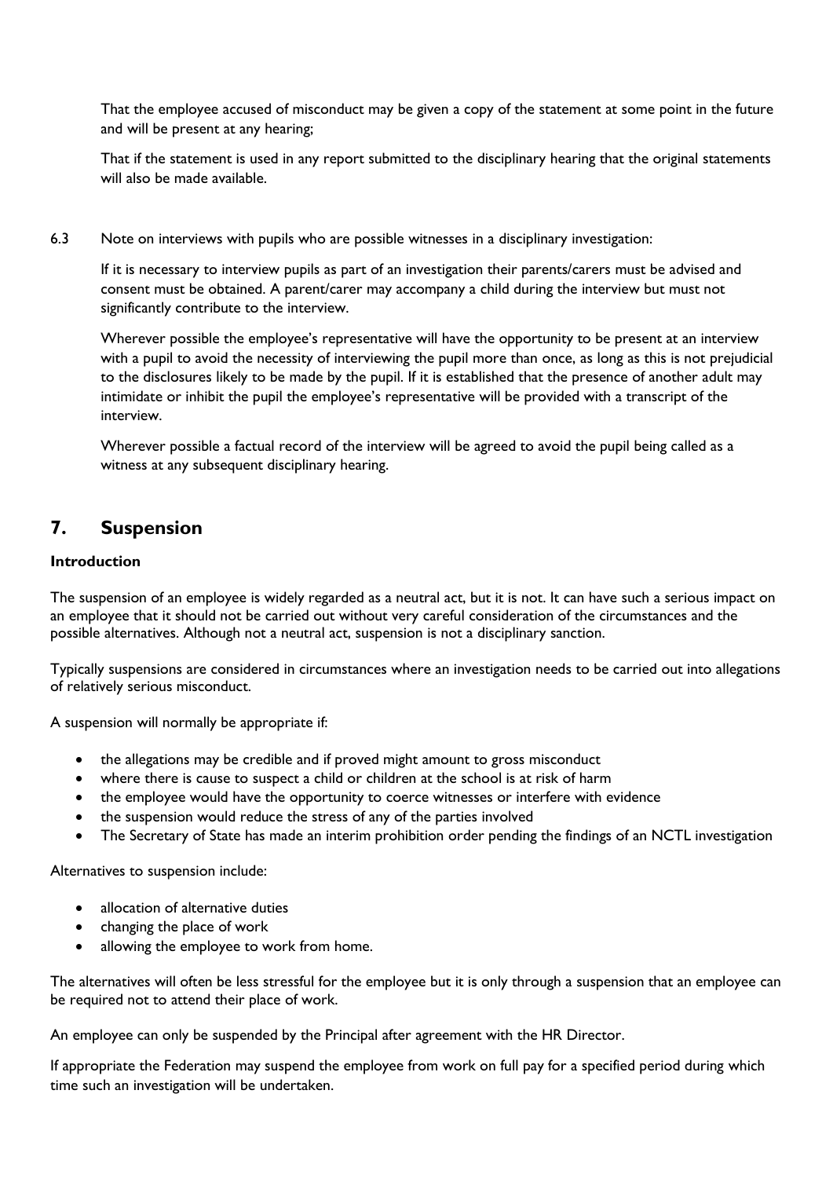That the employee accused of misconduct may be given a copy of the statement at some point in the future and will be present at any hearing;

That if the statement is used in any report submitted to the disciplinary hearing that the original statements will also be made available.

6.3 Note on interviews with pupils who are possible witnesses in a disciplinary investigation:

If it is necessary to interview pupils as part of an investigation their parents/carers must be advised and consent must be obtained. A parent/carer may accompany a child during the interview but must not significantly contribute to the interview.

Wherever possible the employee's representative will have the opportunity to be present at an interview with a pupil to avoid the necessity of interviewing the pupil more than once, as long as this is not prejudicial to the disclosures likely to be made by the pupil. If it is established that the presence of another adult may intimidate or inhibit the pupil the employee's representative will be provided with a transcript of the interview.

Wherever possible a factual record of the interview will be agreed to avoid the pupil being called as a witness at any subsequent disciplinary hearing.

## 7. Suspension

**Introduction**

The suspension of an employee is widely regarded as a neutral act, but it is not. It can have such a serious impact on an employee that it should not be carried out without very careful consideration of the circumstances and the possible alternatives. Although not a neutral act, suspension is not a disciplinary sanction.

Typically suspensions are considered in circumstances where an investigation needs to be carried out into allegations of relatively serious misconduct.

A suspension will normally be appropriate if:

- the allegations may be credible and if proved might amount to gross misconduct
- where there is cause to suspect a child or children at the school is at risk of harm
- the employee would have the opportunity to coerce witnesses or interfere with evidence
- the suspension would reduce the stress of any of the parties involved
- The Secretary of State has made an interim prohibition order pending the findings of an NCTL investigation

Alternatives to suspension include:

- allocation of alternative duties
- changing the place of work
- allowing the employee to work from home.

The alternatives will often be less stressful for the employee but it is only through a suspension that an employee can be required not to attend their place of work.

An employee can only be suspended by the Principal after agreement with the HR Director.

If appropriate the Federation may suspend the employee from work on full pay for a specified period during which time such an investigation will be undertaken.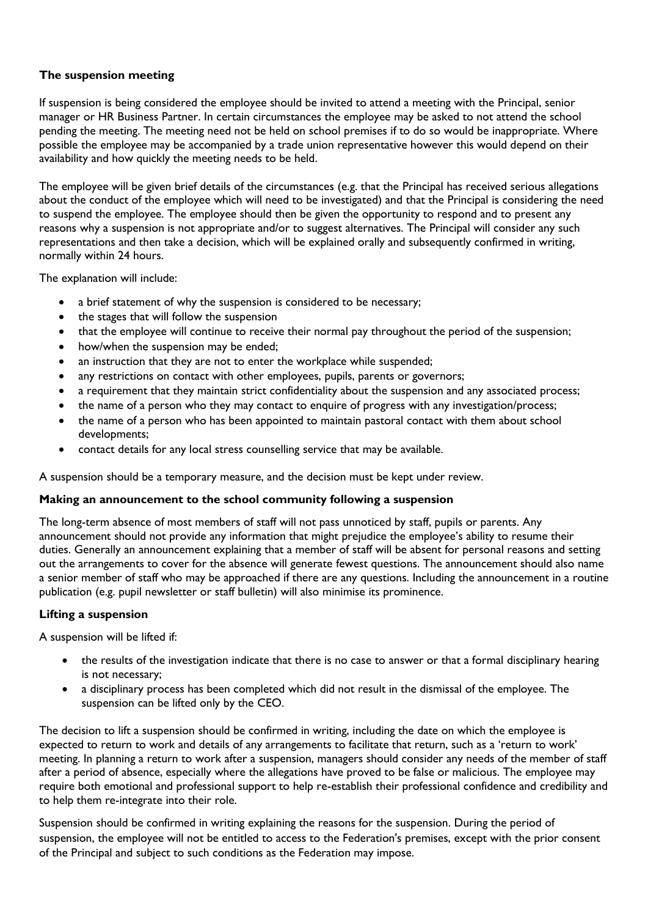**The suspension meeting**

If suspension is being considered the employee should be invited to attend a meeting with the Principal, senior manager or HR Business Partner. In certain circumstances the employee may be asked to not attend the school pending the meeting. The meeting need not be held on school premises if to do so would be inappropriate. Where possible the employee may be accompanied by a trade union representative however this would depend on their availability and how quickly the meeting needs to be held.

The employee will be given brief details of the circumstances (e.g. that the Principal has received serious allegations about the conduct of the employee which will need to be investigated) and that the Principal is considering the need to suspend the employee. The employee should then be given the opportunity to respond and to present any reasons why a suspension is not appropriate and/or to suggest alternatives. The Principal will consider any such representations and then take a decision, which will be explained orally and subsequently confirmed in writing, normally within 24 hours.

The explanation will include:

- a brief statement of why the suspension is considered to be necessary;
- the stages that will follow the suspension
- that the employee will continue to receive their normal pay throughout the period of the suspension;
- how/when the suspension may be ended;
- an instruction that they are not to enter the workplace while suspended;
- any restrictions on contact with other employees, pupils, parents or governors;
- a requirement that they maintain strict confidentiality about the suspension and any associated process;
- the name of a person who they may contact to enquire of progress with any investigation/process;
- the name of a person who has been appointed to maintain pastoral contact with them about school developments;
- contact details for any local stress counselling service that may be available.

A suspension should be a temporary measure, and the decision must be kept under review.

**Making an announcement to the school community following a suspension**

The long-term absence of most members of staff will not pass unnoticed by staff, pupils or parents. Any announcement should not provide any information that might prejudice the employee's ability to resume their duties. Generally an announcement explaining that a member of staff will be absent for personal reasons and setting out the arrangements to cover for the absence will generate fewest questions. The announcement should also name a senior member of staff who may be approached if there are any questions. Including the announcement in a routine publication (e.g. pupil newsletter or staff bulletin) will also minimise its prominence.

**Lifting a suspension**

A suspension will be lifted if:

- the results of the investigation indicate that there is no case to answer or that a formal disciplinary hearing is not necessary;
- a disciplinary process has been completed which did not result in the dismissal of the employee. The suspension can be lifted only by the CEO.

The decision to lift a suspension should be confirmed in writing, including the date on which the employee is expected to return to work and details of any arrangements to facilitate that return, such as a 'return to work' meeting. In planning a return to work after a suspension, managers should consider any needs of the member of staff after a period of absence, especially where the allegations have proved to be false or malicious. The employee may require both emotional and professional support to help re-establish their professional confidence and credibility and to help them re-integrate into their role.

Suspension should be confirmed in writing explaining the reasons for the suspension. During the period of suspension, the employee will not be entitled to access to the Federation's premises, except with the prior consent of the Principal and subject to such conditions as the Federation may impose.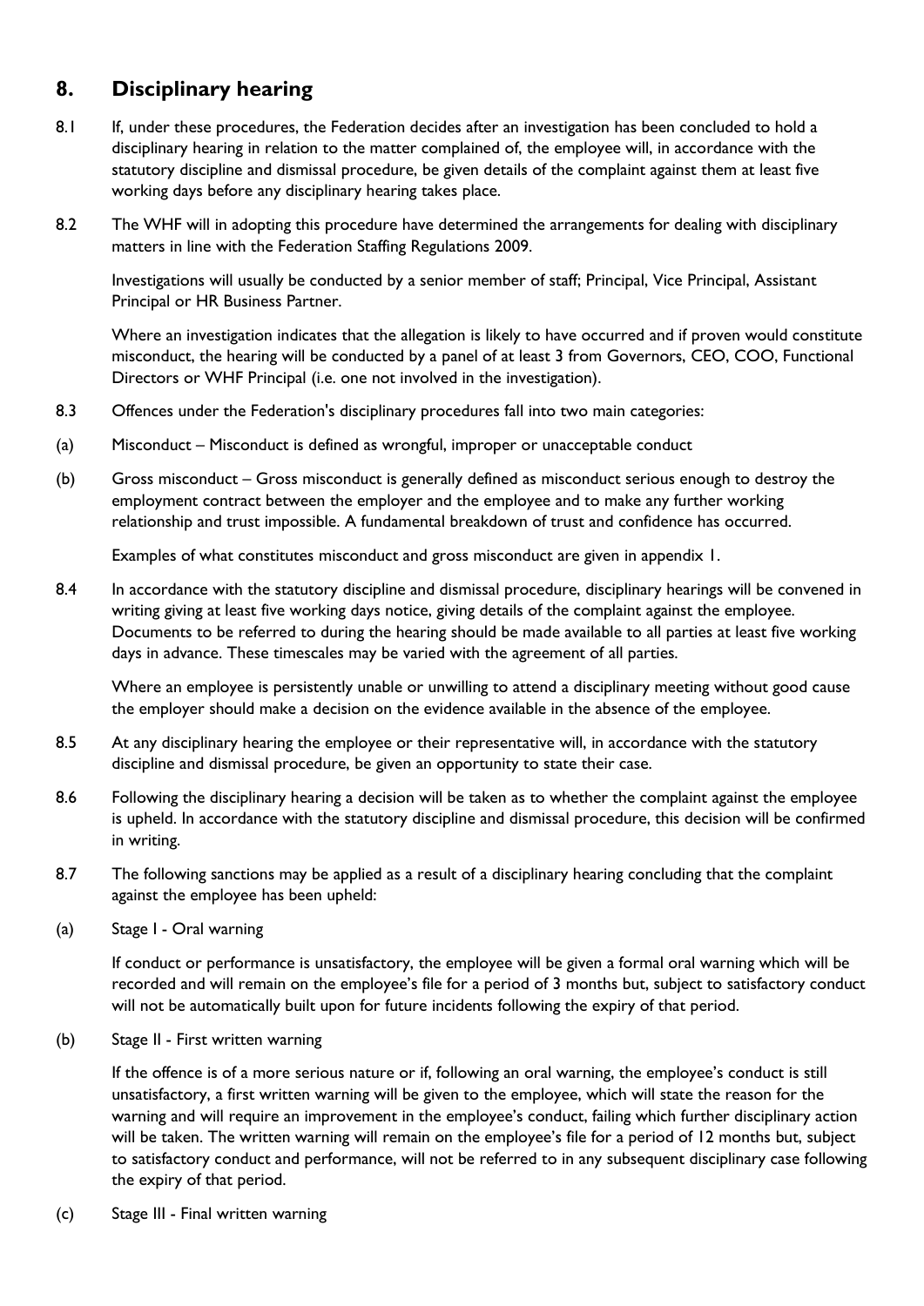## 8. Disciplinary hearing

8.1 If, under these procedures, the Federation decides after an investigation has been concluded to hold a disciplinary hearing in relation to the matter complained of, the employee will, in accordance with the statutory discipline and dismissal procedure, be given details of the complaint against them at least five working days before any disciplinary hearing takes place.

8.2 The WHF will in adopting this procedure have determined the arrangements for dealing with disciplinary matters in line with the Federation Staffing Regulations 2009.

Investigations will usually be conducted by a senior member of staff; Principal, Vice Principal, Assistant Principal or HR Business Partner.

Where an investigation indicates that the allegation is likely to have occurred and if proven would constitute misconduct, the hearing will be conducted by a panel of at least 3 from Governors, CEO, COO, Functional Directors or WHF Principal (i.e. one not involved in the investigation).

8.3 Offences under the Federation's disciplinary procedures fall into two main categories:

(a) Misconduct – Misconduct is defined as wrongful, improper or unacceptable conduct

(b) Gross misconduct – Gross misconduct is generally defined as misconduct serious enough to destroy the employment contract between the employer and the employee and to make any further working relationship and trust impossible. A fundamental breakdown of trust and confidence has occurred.

Examples of what constitutes misconduct and gross misconduct are given in appendix 1.

8.4 In accordance with the statutory discipline and dismissal procedure, disciplinary hearings will be convened in writing giving at least five working days notice, giving details of the complaint against the employee. Documents to be referred to during the hearing should be made available to all parties at least five working days in advance. These timescales may be varied with the agreement of all parties.

Where an employee is persistently unable or unwilling to attend a disciplinary meeting without good cause the employer should make a decision on the evidence available in the absence of the employee.

8.5 At any disciplinary hearing the employee or their representative will, in accordance with the statutory discipline and dismissal procedure, be given an opportunity to state their case.

8.6 Following the disciplinary hearing a decision will be taken as to whether the complaint against the employee is upheld. In accordance with the statutory discipline and dismissal procedure, this decision will be confirmed in writing.

8.7 The following sanctions may be applied as a result of a disciplinary hearing concluding that the complaint against the employee has been upheld:

(a) Stage I - Oral warning

If conduct or performance is unsatisfactory, the employee will be given a formal oral warning which will be recorded and will remain on the employee's file for a period of 3 months but, subject to satisfactory conduct will not be automatically built upon for future incidents following the expiry of that period.

(b) Stage II - First written warning

If the offence is of a more serious nature or if, following an oral warning, the employee's conduct is still unsatisfactory, a first written warning will be given to the employee, which will state the reason for the warning and will require an improvement in the employee's conduct, failing which further disciplinary action will be taken. The written warning will remain on the employee's file for a period of 12 months but, subject to satisfactory conduct and performance, will not be referred to in any subsequent disciplinary case following the expiry of that period.

(c) Stage III - Final written warning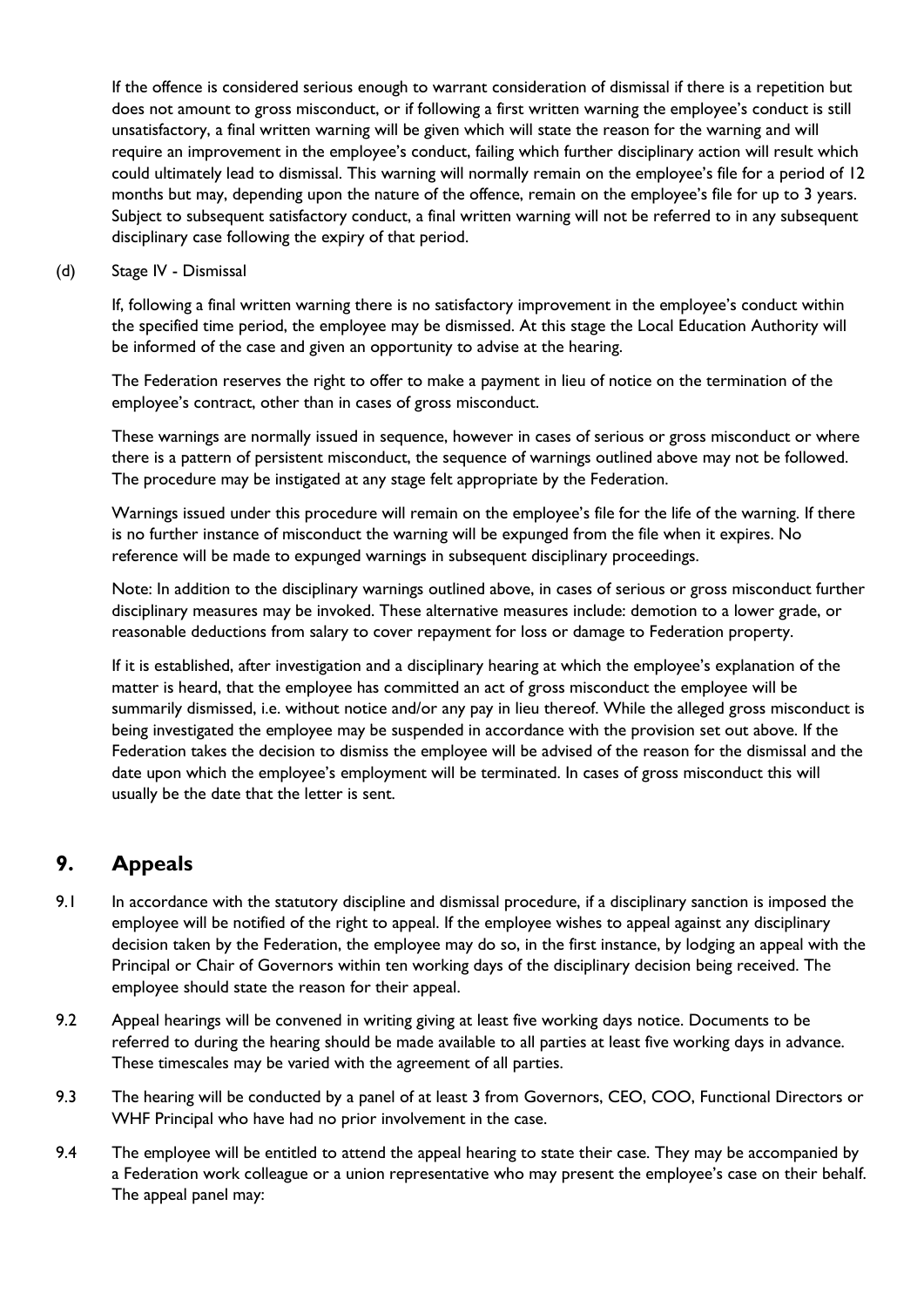If the offence is considered serious enough to warrant consideration of dismissal if there is a repetition but does not amount to gross misconduct, or if following a first written warning the employee's conduct is still unsatisfactory, a final written warning will be given which will state the reason for the warning and will require an improvement in the employee's conduct, failing which further disciplinary action will result which could ultimately lead to dismissal. This warning will normally remain on the employee's file for a period of 12 months but may, depending upon the nature of the offence, remain on the employee's file for up to 3 years. Subject to subsequent satisfactory conduct, a final written warning will not be referred to in any subsequent disciplinary case following the expiry of that period.

(d) Stage IV - Dismissal

If, following a final written warning there is no satisfactory improvement in the employee's conduct within the specified time period, the employee may be dismissed. At this stage the Local Education Authority will be informed of the case and given an opportunity to advise at the hearing.

The Federation reserves the right to offer to make a payment in lieu of notice on the termination of the employee's contract, other than in cases of gross misconduct.

These warnings are normally issued in sequence, however in cases of serious or gross misconduct or where there is a pattern of persistent misconduct, the sequence of warnings outlined above may not be followed. The procedure may be instigated at any stage felt appropriate by the Federation.

Warnings issued under this procedure will remain on the employee's file for the life of the warning. If there is no further instance of misconduct the warning will be expunged from the file when it expires. No reference will be made to expunged warnings in subsequent disciplinary proceedings.

Note: In addition to the disciplinary warnings outlined above, in cases of serious or gross misconduct further disciplinary measures may be invoked. These alternative measures include: demotion to a lower grade, or reasonable deductions from salary to cover repayment for loss or damage to Federation property.

If it is established, after investigation and a disciplinary hearing at which the employee's explanation of the matter is heard, that the employee has committed an act of gross misconduct the employee will be summarily dismissed, i.e. without notice and/or any pay in lieu thereof. While the alleged gross misconduct is being investigated the employee may be suspended in accordance with the provision set out above. If the Federation takes the decision to dismiss the employee will be advised of the reason for the dismissal and the date upon which the employee's employment will be terminated. In cases of gross misconduct this will usually be the date that the letter is sent.

## 9. Appeals

9.1 In accordance with the statutory discipline and dismissal procedure, if a disciplinary sanction is imposed the employee will be notified of the right to appeal. If the employee wishes to appeal against any disciplinary decision taken by the Federation, the employee may do so, in the first instance, by lodging an appeal with the Principal or Chair of Governors within ten working days of the disciplinary decision being received. The employee should state the reason for their appeal.

9.2 Appeal hearings will be convened in writing giving at least five working days notice. Documents to be referred to during the hearing should be made available to all parties at least five working days in advance. These timescales may be varied with the agreement of all parties.

9.3 The hearing will be conducted by a panel of at least 3 from Governors, CEO, COO, Functional Directors or WHF Principal who have had no prior involvement in the case.

9.4 The employee will be entitled to attend the appeal hearing to state their case. They may be accompanied by a Federation work colleague or a union representative who may present the employee's case on their behalf. The appeal panel may: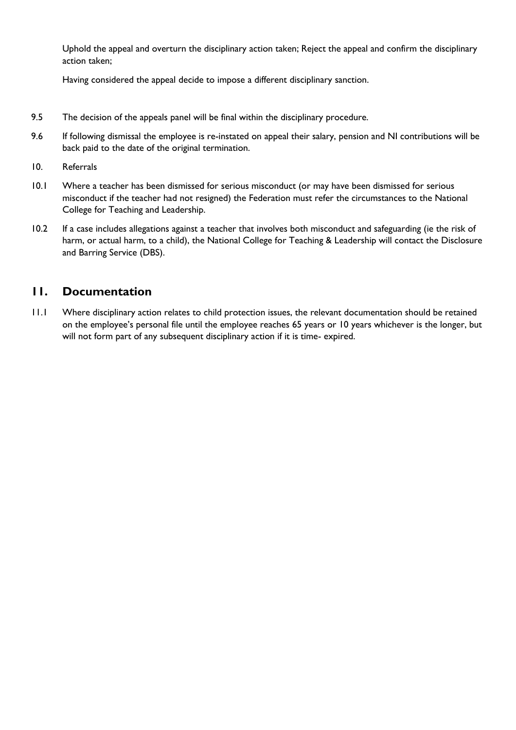Uphold the appeal and overturn the disciplinary action taken; Reject the appeal and confirm the disciplinary action taken;

Having considered the appeal decide to impose a different disciplinary sanction.

9.5 The decision of the appeals panel will be final within the disciplinary procedure.

9.6 If following dismissal the employee is re-instated on appeal their salary, pension and NI contributions will be back paid to the date of the original termination.

10. Referrals

10.1 Where a teacher has been dismissed for serious misconduct (or may have been dismissed for serious misconduct if the teacher had not resigned) the Federation must refer the circumstances to the National College for Teaching and Leadership.

10.2 If a case includes allegations against a teacher that involves both misconduct and safeguarding (ie the risk of harm, or actual harm, to a child), the National College for Teaching & Leadership will contact the Disclosure and Barring Service (DBS).

## 11. Documentation

11.1 Where disciplinary action relates to child protection issues, the relevant documentation should be retained on the employee's personal file until the employee reaches 65 years or 10 years whichever is the longer, but will not form part of any subsequent disciplinary action if it is time- expired.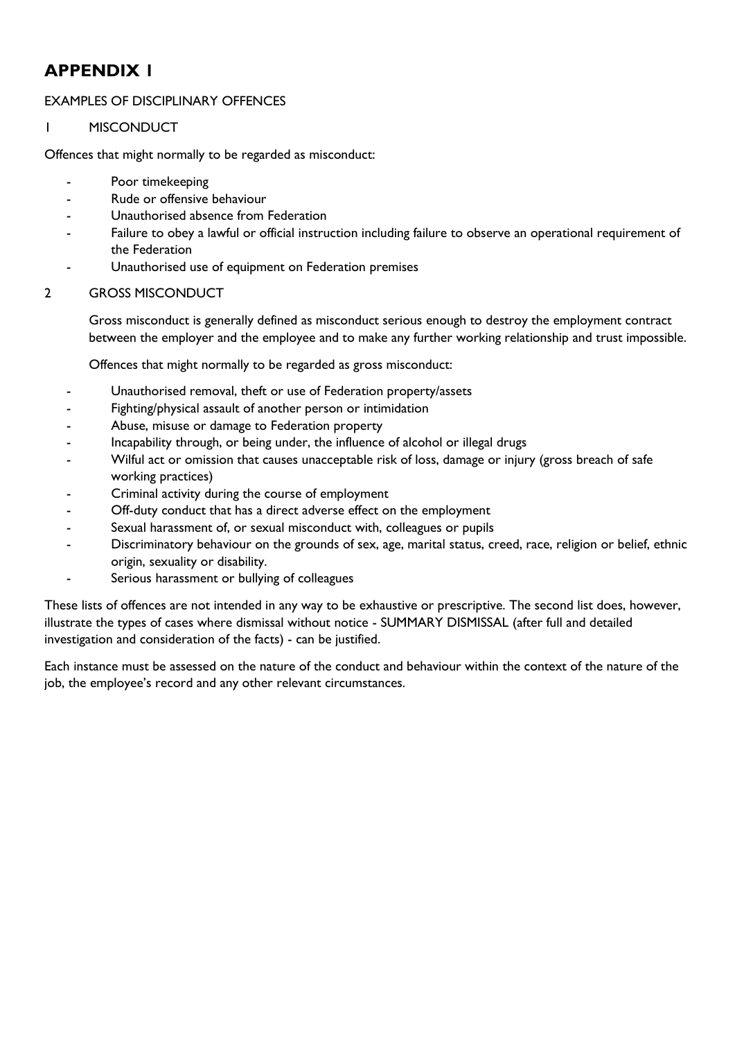# APPENDIX 1

EXAMPLES OF DISCIPLINARY OFFENCES

1 MISCONDUCT

Offences that might normally to be regarded as misconduct:

- Poor timekeeping
- Rude or offensive behaviour
- Unauthorised absence from Federation
- Failure to obey a lawful or official instruction including failure to observe an operational requirement of the Federation
- Unauthorised use of equipment on Federation premises

2 GROSS MISCONDUCT

Gross misconduct is generally defined as misconduct serious enough to destroy the employment contract between the employer and the employee and to make any further working relationship and trust impossible.

Offences that might normally to be regarded as gross misconduct:

- Unauthorised removal, theft or use of Federation property/assets
- Fighting/physical assault of another person or intimidation
- Abuse, misuse or damage to Federation property
- Incapability through, or being under, the influence of alcohol or illegal drugs
- Wilful act or omission that causes unacceptable risk of loss, damage or injury (gross breach of safe working practices)
- Criminal activity during the course of employment
- Off-duty conduct that has a direct adverse effect on the employment
- Sexual harassment of, or sexual misconduct with, colleagues or pupils
- Discriminatory behaviour on the grounds of sex, age, marital status, creed, race, religion or belief, ethnic origin, sexuality or disability.
- Serious harassment or bullying of colleagues

These lists of offences are not intended in any way to be exhaustive or prescriptive. The second list does, however, illustrate the types of cases where dismissal without notice - SUMMARY DISMISSAL (after full and detailed investigation and consideration of the facts) - can be justified.

Each instance must be assessed on the nature of the conduct and behaviour within the context of the nature of the job, the employee's record and any other relevant circumstances.